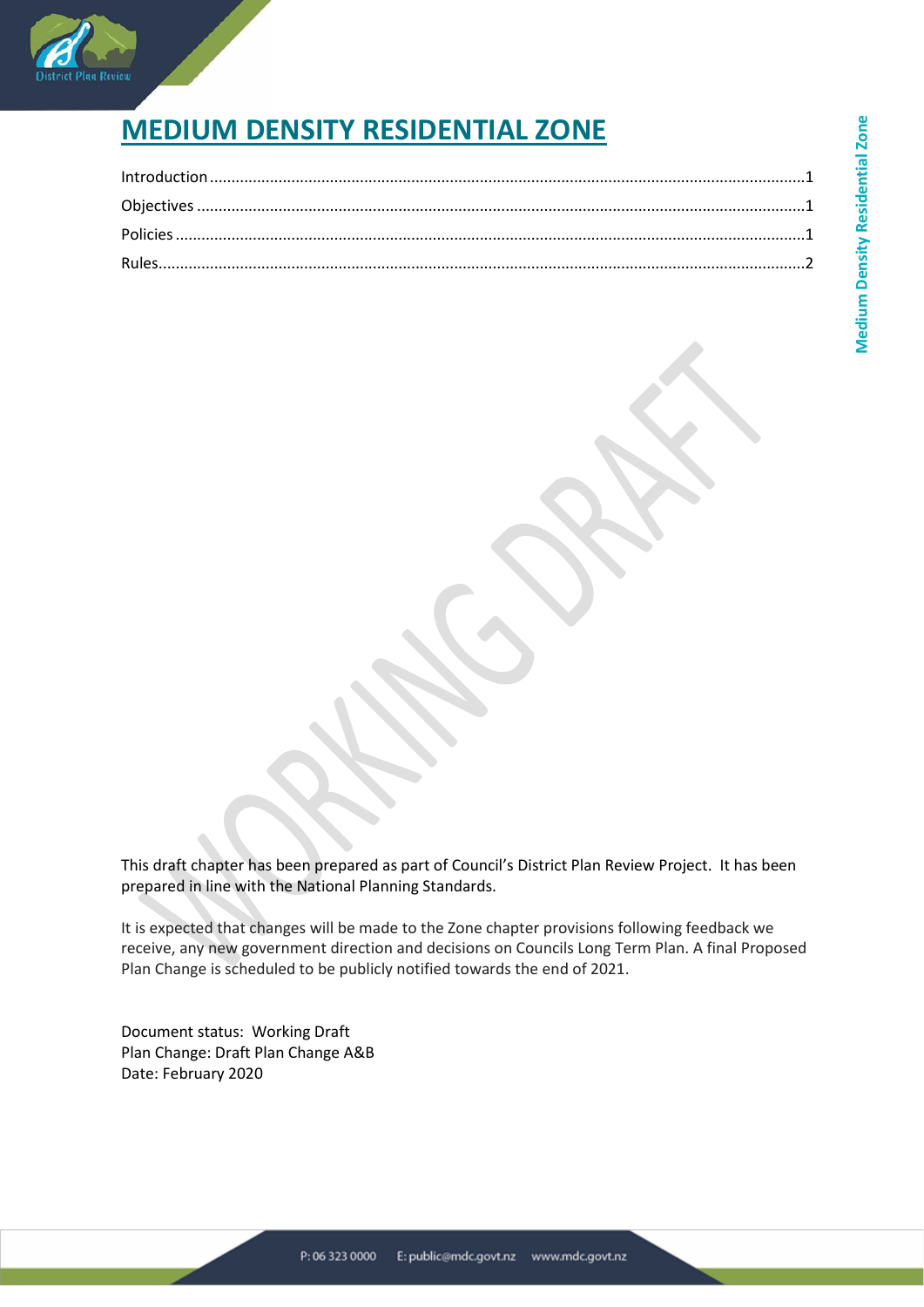# MEDIUM DENSITY RESIDENTIAL ZONE

Introduction .......................................................................................................................................1
Objectives ..........................................................................................................................................1
Policies ...............................................................................................................................................1
Rules...................................................................................................................................................2

This draft chapter has been prepared as part of Council's District Plan Review Project. It has been prepared in line with the National Planning Standards.

It is expected that changes will be made to the Zone chapter provisions following feedback we receive, any new government direction and decisions on Councils Long Term Plan. A final Proposed Plan Change is scheduled to be publicly notified towards the end of 2021.

Document status: Working Draft
Plan Change: Draft Plan Change A&B
Date: February 2020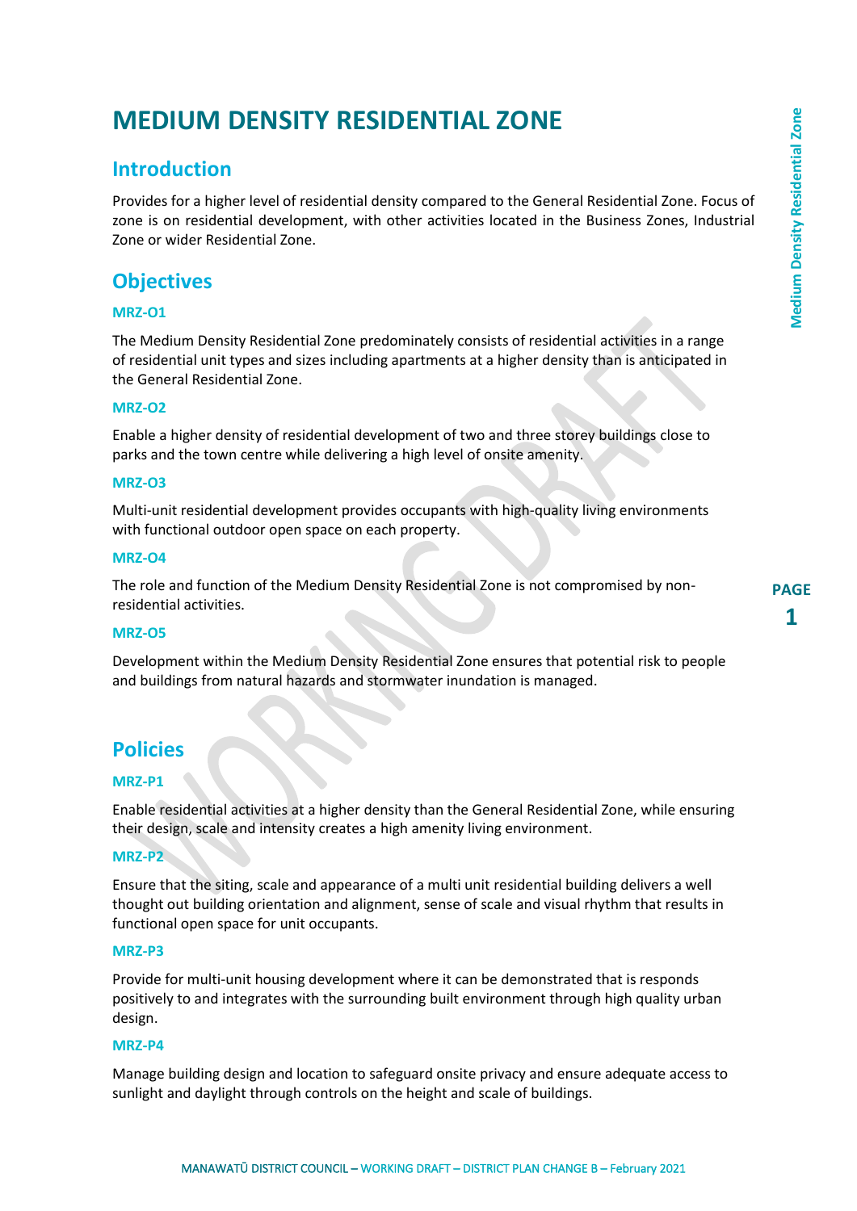# MEDIUM DENSITY RESIDENTIAL ZONE

## Introduction

Provides for a higher level of residential density compared to the General Residential Zone. Focus of zone is on residential development, with other activities located in the Business Zones, Industrial Zone or wider Residential Zone.

## Objectives

### MRZ-O1

The Medium Density Residential Zone predominately consists of residential activities in a range of residential unit types and sizes including apartments at a higher density than is anticipated in the General Residential Zone.

### MRZ-O2

Enable a higher density of residential development of two and three storey buildings close to parks and the town centre while delivering a high level of onsite amenity.

### MRZ-O3

Multi-unit residential development provides occupants with high-quality living environments with functional outdoor open space on each property.

### MRZ-O4

The role and function of the Medium Density Residential Zone is not compromised by non-residential activities.

### MRZ-O5

Development within the Medium Density Residential Zone ensures that potential risk to people and buildings from natural hazards and stormwater inundation is managed.

## Policies

### MRZ-P1

Enable residential activities at a higher density than the General Residential Zone, while ensuring their design, scale and intensity creates a high amenity living environment.

### MRZ-P2

Ensure that the siting, scale and appearance of a multi unit residential building delivers a well thought out building orientation and alignment, sense of scale and visual rhythm that results in functional open space for unit occupants.

### MRZ-P3

Provide for multi-unit housing development where it can be demonstrated that is responds positively to and integrates with the surrounding built environment through high quality urban design.

### MRZ-P4

Manage building design and location to safeguard onsite privacy and ensure adequate access to sunlight and daylight through controls on the height and scale of buildings.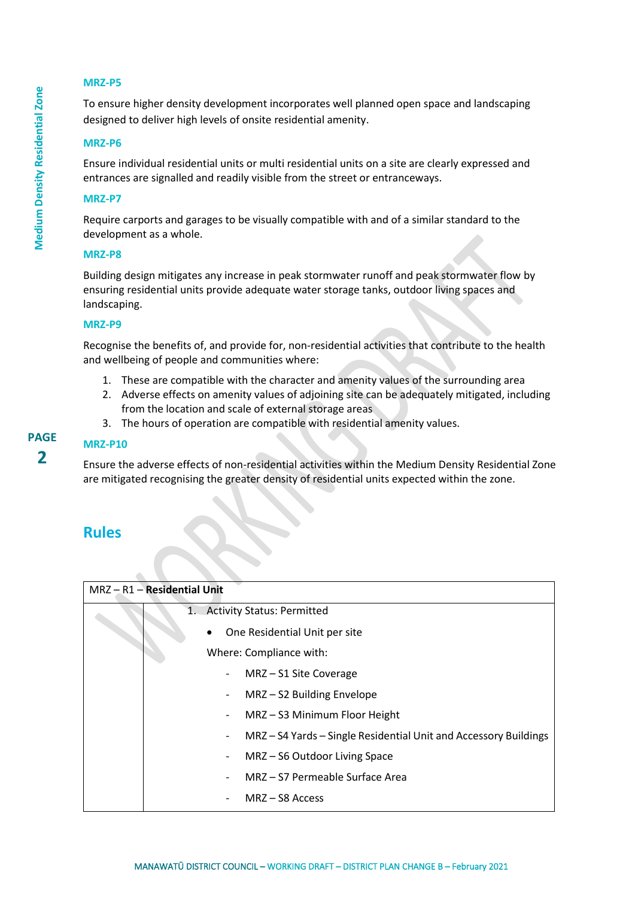### MRZ-P5

To ensure higher density development incorporates well planned open space and landscaping designed to deliver high levels of onsite residential amenity.

### MRZ-P6

Ensure individual residential units or multi residential units on a site are clearly expressed and entrances are signalled and readily visible from the street or entranceways.

### MRZ-P7

Require carports and garages to be visually compatible with and of a similar standard to the development as a whole.

### MRZ-P8

Building design mitigates any increase in peak stormwater runoff and peak stormwater flow by ensuring residential units provide adequate water storage tanks, outdoor living spaces and landscaping.

### MRZ-P9

Recognise the benefits of, and provide for, non-residential activities that contribute to the health and wellbeing of people and communities where:

1. These are compatible with the character and amenity values of the surrounding area
2. Adverse effects on amenity values of adjoining site can be adequately mitigated, including from the location and scale of external storage areas
3. The hours of operation are compatible with residential amenity values.

### MRZ-P10

Ensure the adverse effects of non-residential activities within the Medium Density Residential Zone are mitigated recognising the greater density of residential units expected within the zone.

## Rules

| MRZ – R1 – **Residential Unit** | |
|---|---|
| | 1. Activity Status: Permitted<br>• One Residential Unit per site<br>Where: Compliance with:<br>- MRZ – S1 Site Coverage<br>- MRZ – S2 Building Envelope<br>- MRZ – S3 Minimum Floor Height<br>- MRZ – S4 Yards – Single Residential Unit and Accessory Buildings<br>- MRZ – S6 Outdoor Living Space<br>- MRZ – S7 Permeable Surface Area<br>- MRZ – S8 Access |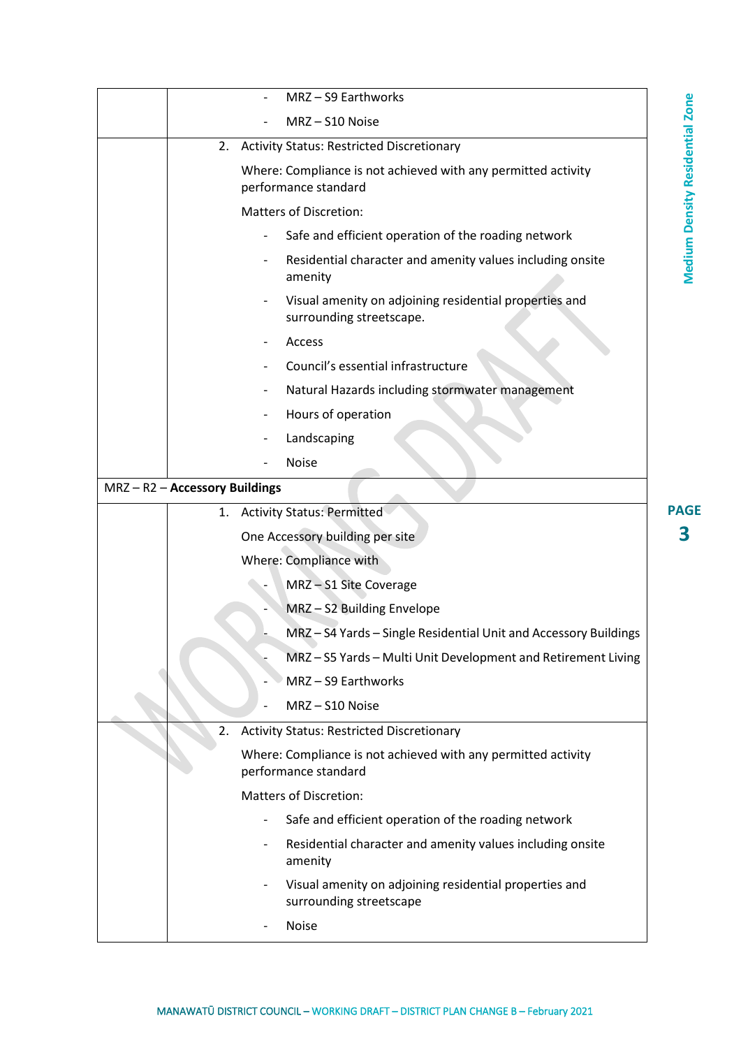| | |
|---|---|
| | - MRZ – S9 Earthworks<br>- MRZ – S10 Noise |
| | 2. Activity Status: Restricted Discretionary<br><br>Where: Compliance is not achieved with any permitted activity performance standard<br><br>Matters of Discretion:<br>- Safe and efficient operation of the roading network<br>- Residential character and amenity values including onsite amenity<br>- Visual amenity on adjoining residential properties and surrounding streetscape.<br>- Access<br>- Council's essential infrastructure<br>- Natural Hazards including stormwater management<br>- Hours of operation<br>- Landscaping<br>- Noise |
| MRZ – R2 – **Accessory Buildings** | |
| | 1. Activity Status: Permitted<br><br>One Accessory building per site<br><br>Where: Compliance with<br>- MRZ – S1 Site Coverage<br>- MRZ – S2 Building Envelope<br>- MRZ – S4 Yards – Single Residential Unit and Accessory Buildings<br>- MRZ – S5 Yards – Multi Unit Development and Retirement Living<br>- MRZ – S9 Earthworks<br>- MRZ – S10 Noise |
| | 2. Activity Status: Restricted Discretionary<br><br>Where: Compliance is not achieved with any permitted activity performance standard<br><br>Matters of Discretion:<br>- Safe and efficient operation of the roading network<br>- Residential character and amenity values including onsite amenity<br>- Visual amenity on adjoining residential properties and surrounding streetscape<br>- Noise |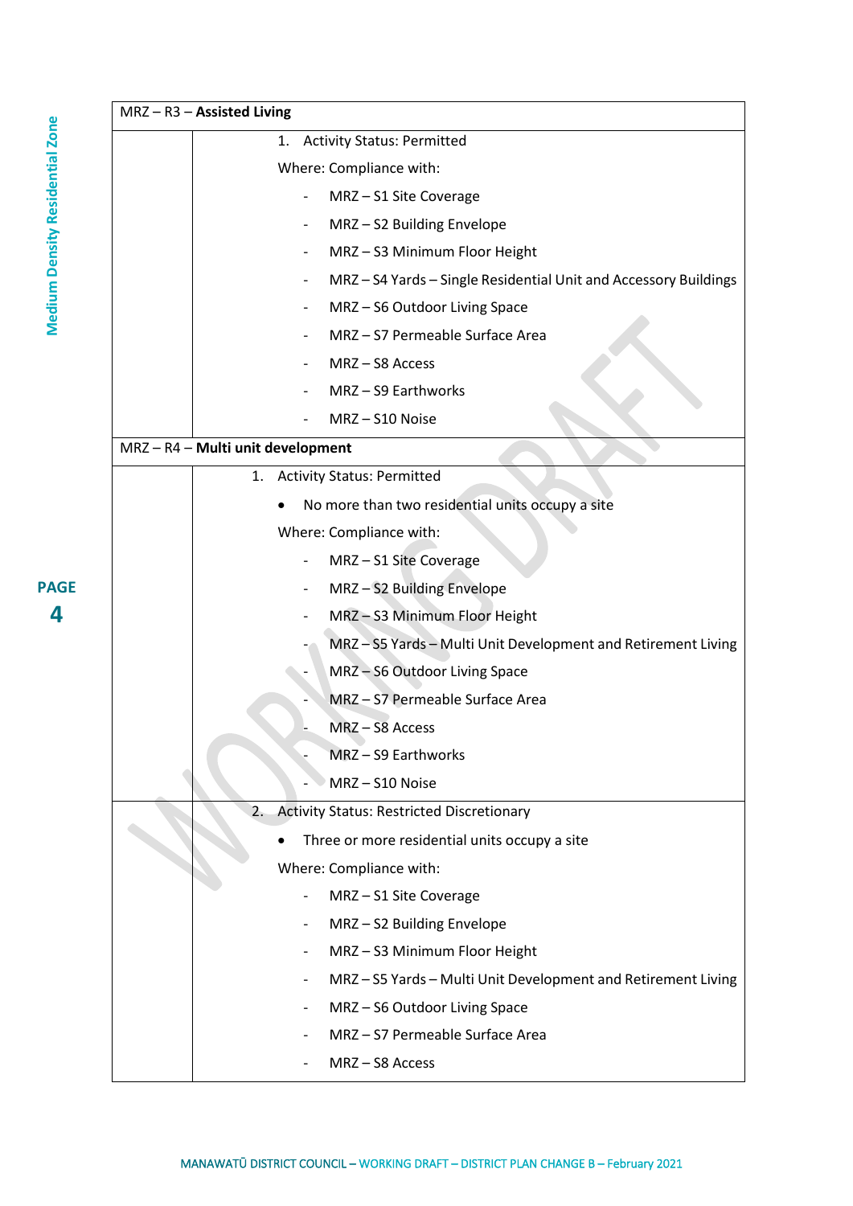| MRZ – R3 – **Assisted Living** | |
|---|---|
| | 1. Activity Status: Permitted<br><br>Where: Compliance with:<br><br>- MRZ – S1 Site Coverage<br>- MRZ – S2 Building Envelope<br>- MRZ – S3 Minimum Floor Height<br>- MRZ – S4 Yards – Single Residential Unit and Accessory Buildings<br>- MRZ – S6 Outdoor Living Space<br>- MRZ – S7 Permeable Surface Area<br>- MRZ – S8 Access<br>- MRZ – S9 Earthworks<br>- MRZ – S10 Noise |
| MRZ – R4 – **Multi unit development** | |
| | 1. Activity Status: Permitted<br><br>• No more than two residential units occupy a site<br><br>Where: Compliance with:<br><br>- MRZ – S1 Site Coverage<br>- MRZ – S2 Building Envelope<br>- MRZ – S3 Minimum Floor Height<br>- MRZ – S5 Yards – Multi Unit Development and Retirement Living<br>- MRZ – S6 Outdoor Living Space<br>- MRZ – S7 Permeable Surface Area<br>- MRZ – S8 Access<br>- MRZ – S9 Earthworks<br>- MRZ – S10 Noise |
| | 2. Activity Status: Restricted Discretionary<br><br>• Three or more residential units occupy a site<br><br>Where: Compliance with:<br><br>- MRZ – S1 Site Coverage<br>- MRZ – S2 Building Envelope<br>- MRZ – S3 Minimum Floor Height<br>- MRZ – S5 Yards – Multi Unit Development and Retirement Living<br>- MRZ – S6 Outdoor Living Space<br>- MRZ – S7 Permeable Surface Area<br>- MRZ – S8 Access |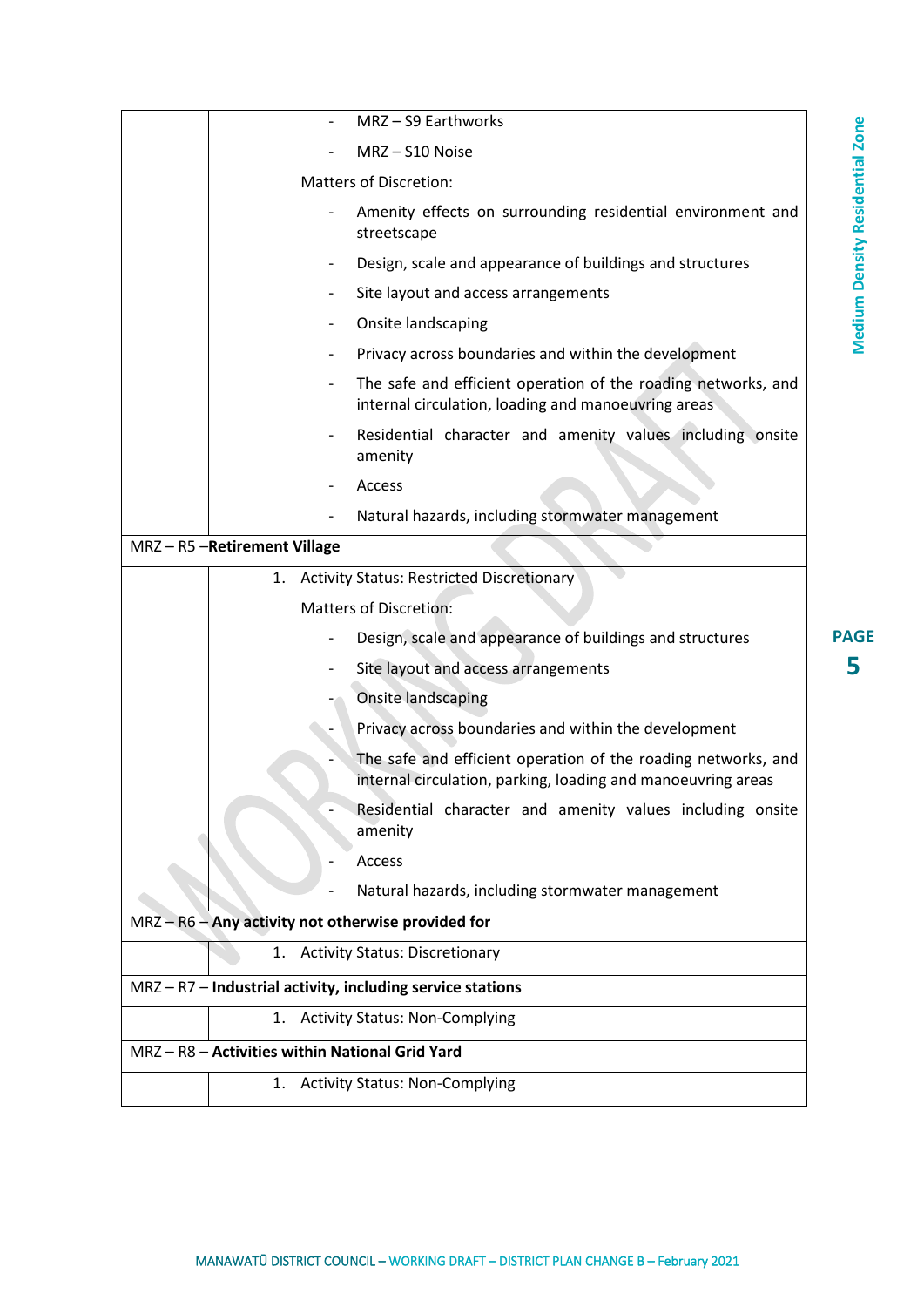| | |
|---|---|
| | - MRZ – S9 Earthworks<br>- MRZ – S10 Noise<br><br>Matters of Discretion:<br><br>- Amenity effects on surrounding residential environment and streetscape<br>- Design, scale and appearance of buildings and structures<br>- Site layout and access arrangements<br>- Onsite landscaping<br>- Privacy across boundaries and within the development<br>- The safe and efficient operation of the roading networks, and internal circulation, loading and manoeuvring areas<br>- Residential character and amenity values including onsite amenity<br>- Access<br>- Natural hazards, including stormwater management |
| MRZ – R5 –**Retirement Village** | |
| | 1. Activity Status: Restricted Discretionary<br><br>Matters of Discretion:<br><br>- Design, scale and appearance of buildings and structures<br>- Site layout and access arrangements<br>- Onsite landscaping<br>- Privacy across boundaries and within the development<br>- The safe and efficient operation of the roading networks, and internal circulation, parking, loading and manoeuvring areas<br>- Residential character and amenity values including onsite amenity<br>- Access<br>- Natural hazards, including stormwater management |
| MRZ – R6 – **Any activity not otherwise provided for** | |
| | 1. Activity Status: Discretionary |
| MRZ – R7 – **Industrial activity, including service stations** | |
| | 1. Activity Status: Non-Complying |
| MRZ – R8 – **Activities within National Grid Yard** | |
| | 1. Activity Status: Non-Complying |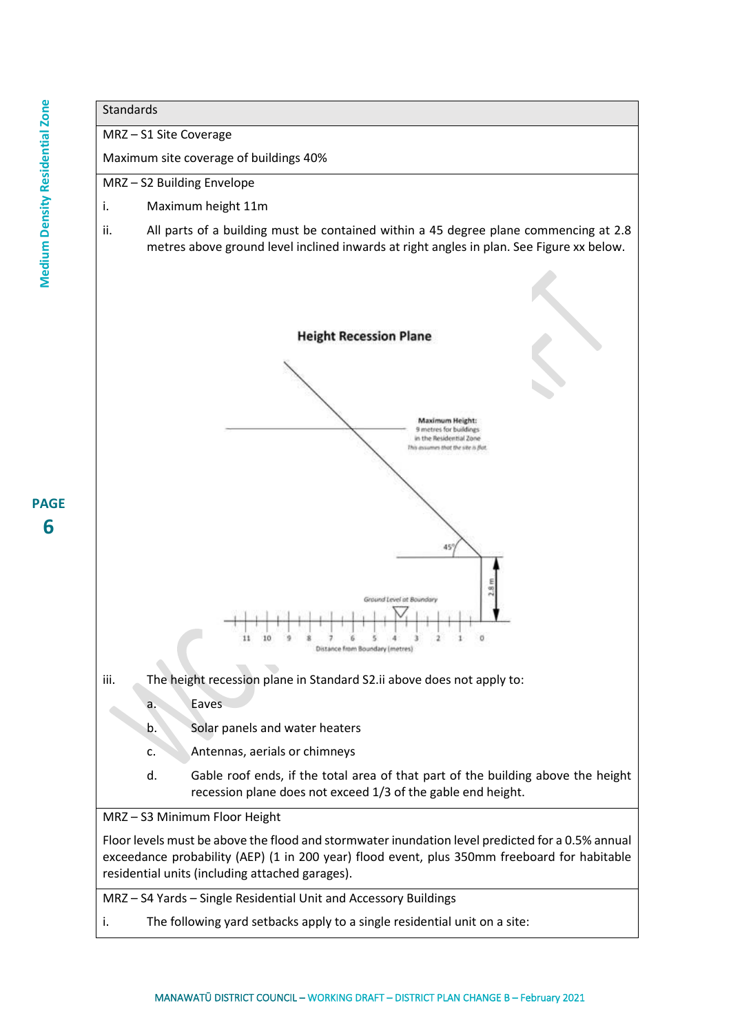| Standards |
| --- |
| MRZ – S1 Site Coverage<br><br>Maximum site coverage of buildings 40% |
| MRZ – S2 Building Envelope<br><br>i. Maximum height 11m<br><br>ii. All parts of a building must be contained within a 45 degree plane commencing at 2.8 metres above ground level inclined inwards at right angles in plan. See Figure xx below.<br><br>**Height Recession Plane**<br><br>iii. The height recession plane in Standard S2.ii above does not apply to:<br><br>a. Eaves<br><br>b. Solar panels and water heaters<br><br>c. Antennas, aerials or chimneys<br><br>d. Gable roof ends, if the total area of that part of the building above the height recession plane does not exceed 1/3 of the gable end height. |
| MRZ – S3 Minimum Floor Height<br><br>Floor levels must be above the flood and stormwater inundation level predicted for a 0.5% annual exceedance probability (AEP) (1 in 200 year) flood event, plus 350mm freeboard for habitable residential units (including attached garages). |
| MRZ – S4 Yards – Single Residential Unit and Accessory Buildings<br><br>i. The following yard setbacks apply to a single residential unit on a site: |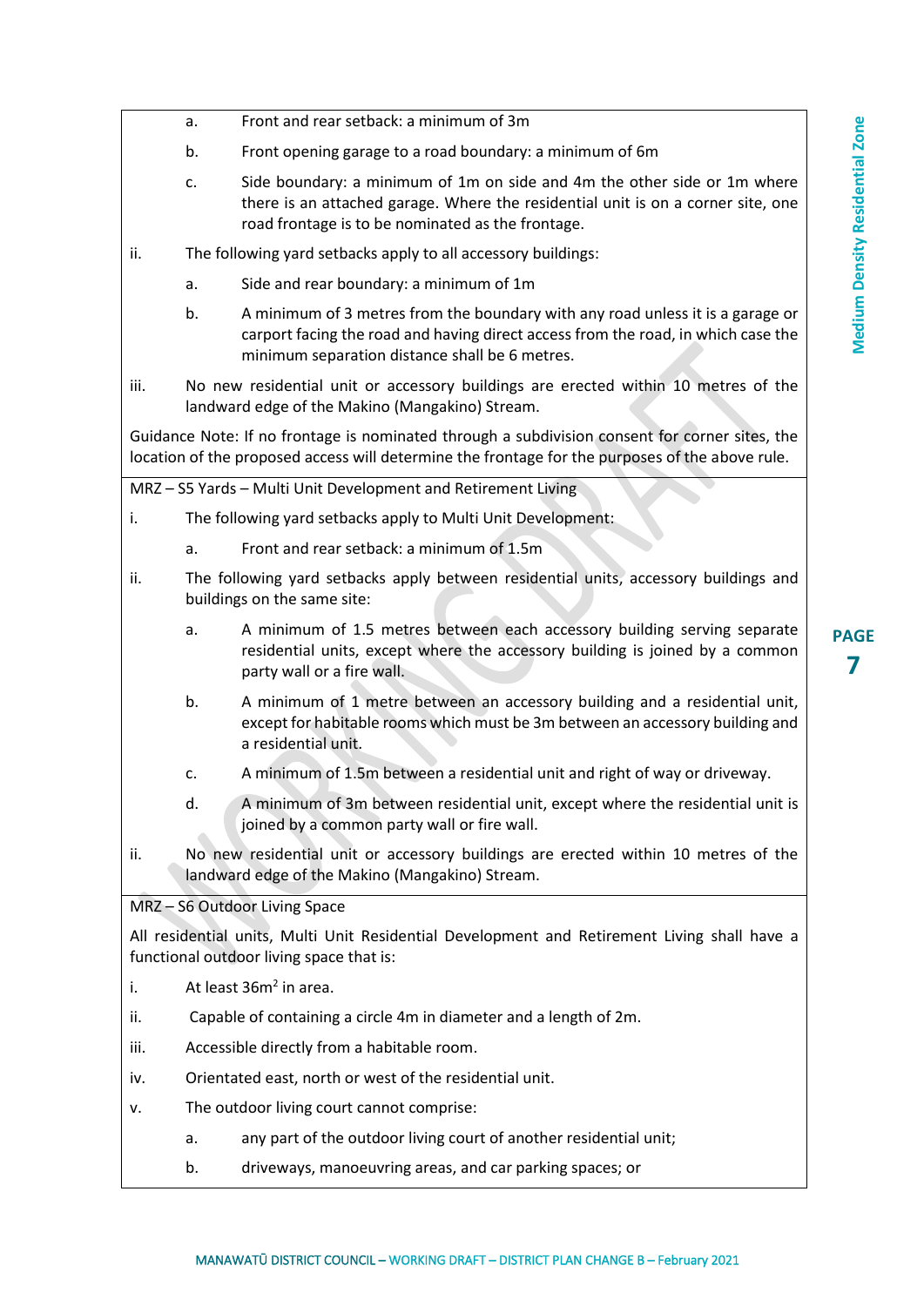a. Front and rear setback: a minimum of 3m

b. Front opening garage to a road boundary: a minimum of 6m

c. Side boundary: a minimum of 1m on side and 4m the other side or 1m where there is an attached garage. Where the residential unit is on a corner site, one road frontage is to be nominated as the frontage.

ii. The following yard setbacks apply to all accessory buildings:

a. Side and rear boundary: a minimum of 1m

b. A minimum of 3 metres from the boundary with any road unless it is a garage or carport facing the road and having direct access from the road, in which case the minimum separation distance shall be 6 metres.

iii. No new residential unit or accessory buildings are erected within 10 metres of the landward edge of the Makino (Mangakino) Stream.

Guidance Note: If no frontage is nominated through a subdivision consent for corner sites, the location of the proposed access will determine the frontage for the purposes of the above rule.

MRZ – S5 Yards – Multi Unit Development and Retirement Living

i. The following yard setbacks apply to Multi Unit Development:

a. Front and rear setback: a minimum of 1.5m

ii. The following yard setbacks apply between residential units, accessory buildings and buildings on the same site:

a. A minimum of 1.5 metres between each accessory building serving separate residential units, except where the accessory building is joined by a common party wall or a fire wall.

b. A minimum of 1 metre between an accessory building and a residential unit, except for habitable rooms which must be 3m between an accessory building and a residential unit.

c. A minimum of 1.5m between a residential unit and right of way or driveway.

d. A minimum of 3m between residential unit, except where the residential unit is joined by a common party wall or fire wall.

ii. No new residential unit or accessory buildings are erected within 10 metres of the landward edge of the Makino (Mangakino) Stream.

MRZ – S6 Outdoor Living Space

All residential units, Multi Unit Residential Development and Retirement Living shall have a functional outdoor living space that is:

i. At least $36m^2$ in area.

ii. Capable of containing a circle 4m in diameter and a length of 2m.

iii. Accessible directly from a habitable room.

iv. Orientated east, north or west of the residential unit.

v. The outdoor living court cannot comprise:

a. any part of the outdoor living court of another residential unit;

b. driveways, manoeuvring areas, and car parking spaces; or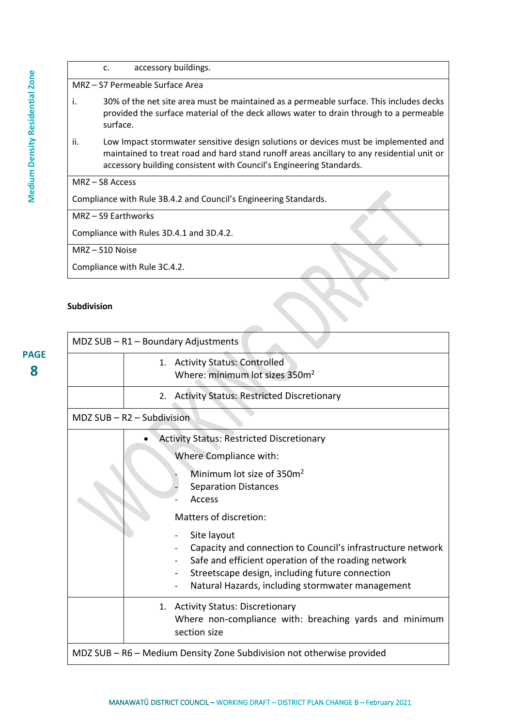|  |
|---|
| c. accessory buildings. |
| MRZ – S7 Permeable Surface Area |
| i. 30% of the net site area must be maintained as a permeable surface. This includes decks provided the surface material of the deck allows water to drain through to a permeable surface. |
| ii. Low Impact stormwater sensitive design solutions or devices must be implemented and maintained to treat road and hard stand runoff areas ancillary to any residential unit or accessory building consistent with Council's Engineering Standards. |
| MRZ – S8 Access |
| Compliance with Rule 3B.4.2 and Council's Engineering Standards. |
| MRZ – S9 Earthworks |
| Compliance with Rules 3D.4.1 and 3D.4.2. |
| MRZ – S10 Noise |
| Compliance with Rule 3C.4.2. |

**Subdivision**

| MDZ SUB – R1 – Boundary Adjustments | |
|---|---|
| | 1. Activity Status: Controlled<br>Where: minimum lot sizes 350m$^2$ |
| | 2. Activity Status: Restricted Discretionary |
| **MDZ SUB – R2 – Subdivision** | |
| | • Activity Status: Restricted Discretionary<br><br>Where Compliance with:<br>- Minimum lot size of 350m$^2$<br>- Separation Distances<br>- Access<br><br>Matters of discretion:<br>- Site layout<br>- Capacity and connection to Council's infrastructure network<br>- Safe and efficient operation of the roading network<br>- Streetscape design, including future connection<br>- Natural Hazards, including stormwater management |
| | 1. Activity Status: Discretionary<br>Where non-compliance with: breaching yards and minimum section size |
| **MDZ SUB – R6 – Medium Density Zone Subdivision not otherwise provided** | |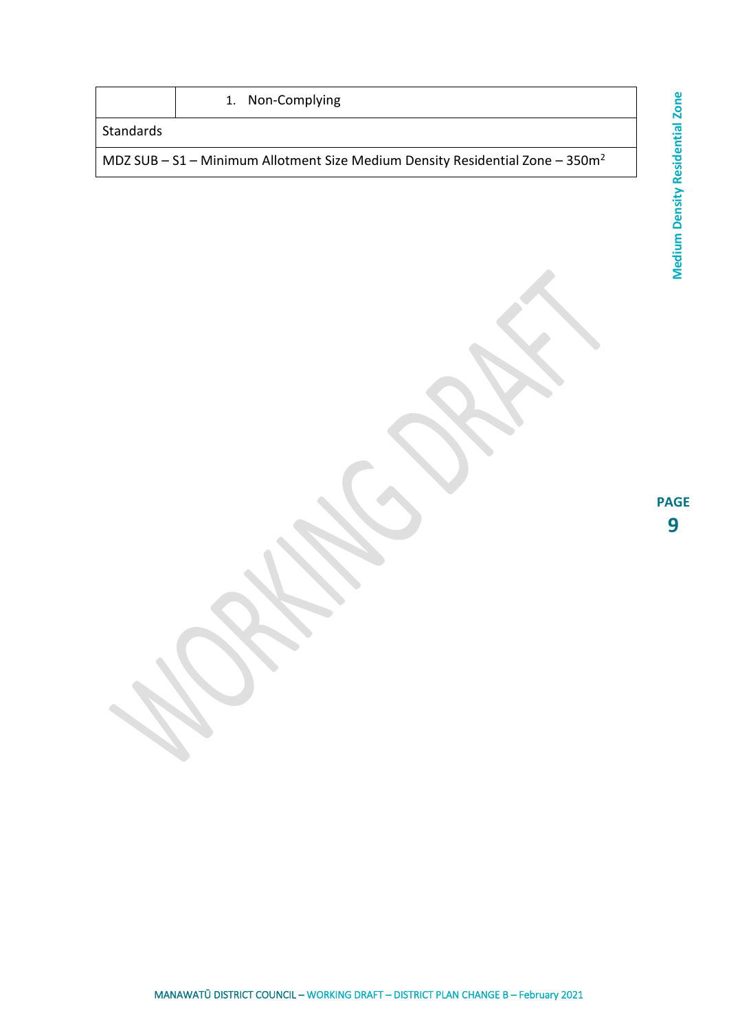| | |
|---|---|
| | 1. Non-Complying |
| Standards | |
| MDZ SUB – S1 – Minimum Allotment Size Medium Density Residential Zone – $350m^2$ | |